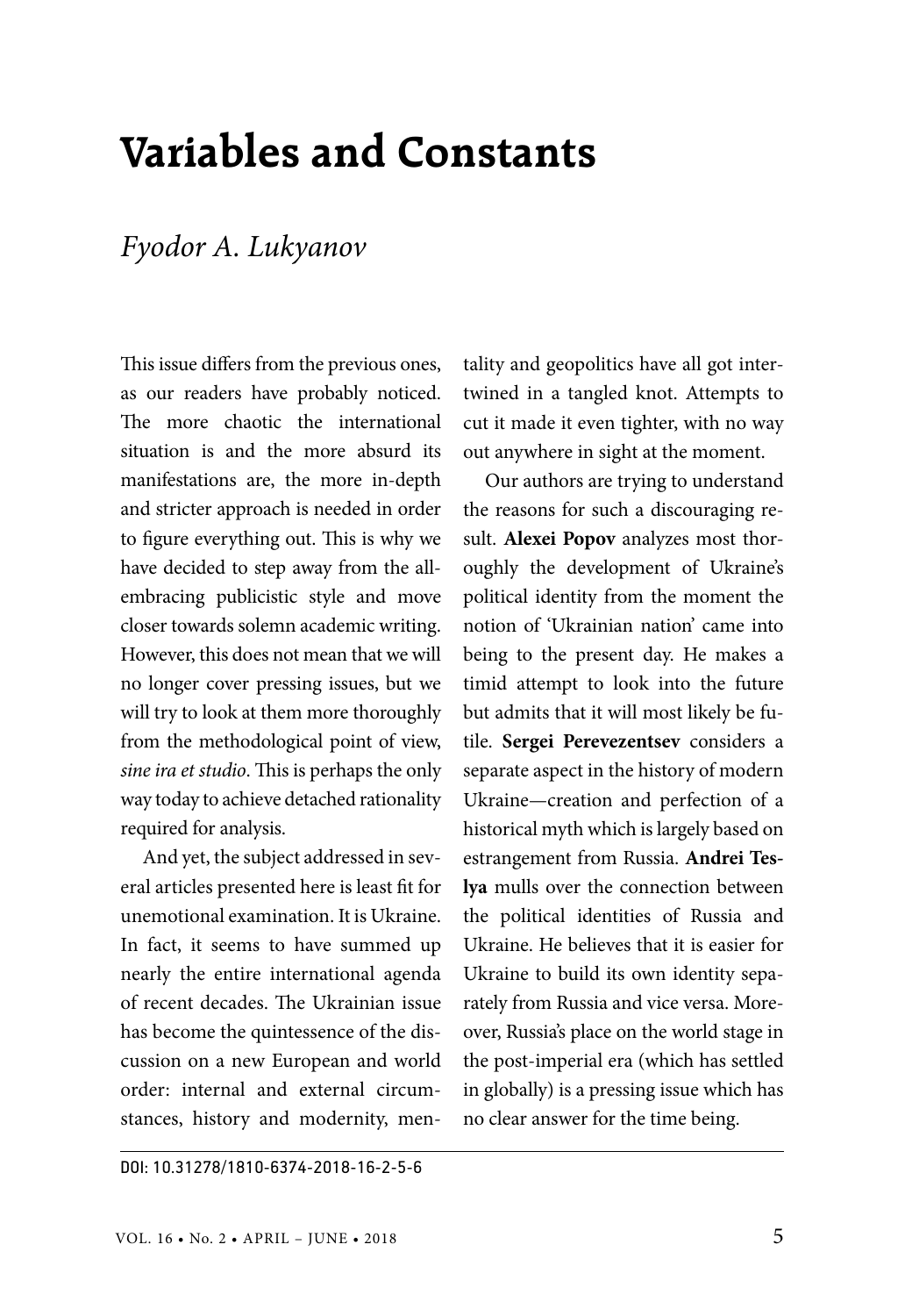# Variables and Constants

*Fyodor A. Lukyanov*

This issue differs from the previous ones, as our readers have probably noticed. The more chaotic the international situation is and the more absurd its manifestations are, the more in-depth and stricter approach is needed in order to figure everything out. This is why we have decided to step away from the all-embracing publicistic style and move closer towards solemn academic writing. However, this does not mean that we will no longer cover pressing issues, but we will try to look at them more thoroughly from the methodological point of view, *sine ira et studio*. This is perhaps the only way today to achieve detached rationality required for analysis.

And yet, the subject addressed in several articles presented here is least fit for unemotional examination. It is Ukraine. In fact, it seems to have summed up nearly the entire international agenda of recent decades. The Ukrainian issue has become the quintessence of the discussion on a new European and world order: internal and external circumstances, history and modernity, mentality and geopolitics have all got intertwined in a tangled knot. Attempts to cut it made it even tighter, with no way out anywhere in sight at the moment.

Our authors are trying to understand the reasons for such a discouraging result. **Alexei Popov** analyzes most thoroughly the development of Ukraine's political identity from the moment the notion of 'Ukrainian nation' came into being to the present day. He makes a timid attempt to look into the future but admits that it will most likely be futile. **Sergei Perevezentsev** considers a separate aspect in the history of modern Ukraine—creation and perfection of a historical myth which is largely based on estrangement from Russia. **Andrei Teslya** mulls over the connection between the political identities of Russia and Ukraine. He believes that it is easier for Ukraine to build its own identity separately from Russia and vice versa. Moreover, Russia's place on the world stage in the post-imperial era (which has settled in globally) is a pressing issue which has no clear answer for the time being.

DOI: 10.31278/1810-6374-2018-16-2-5-6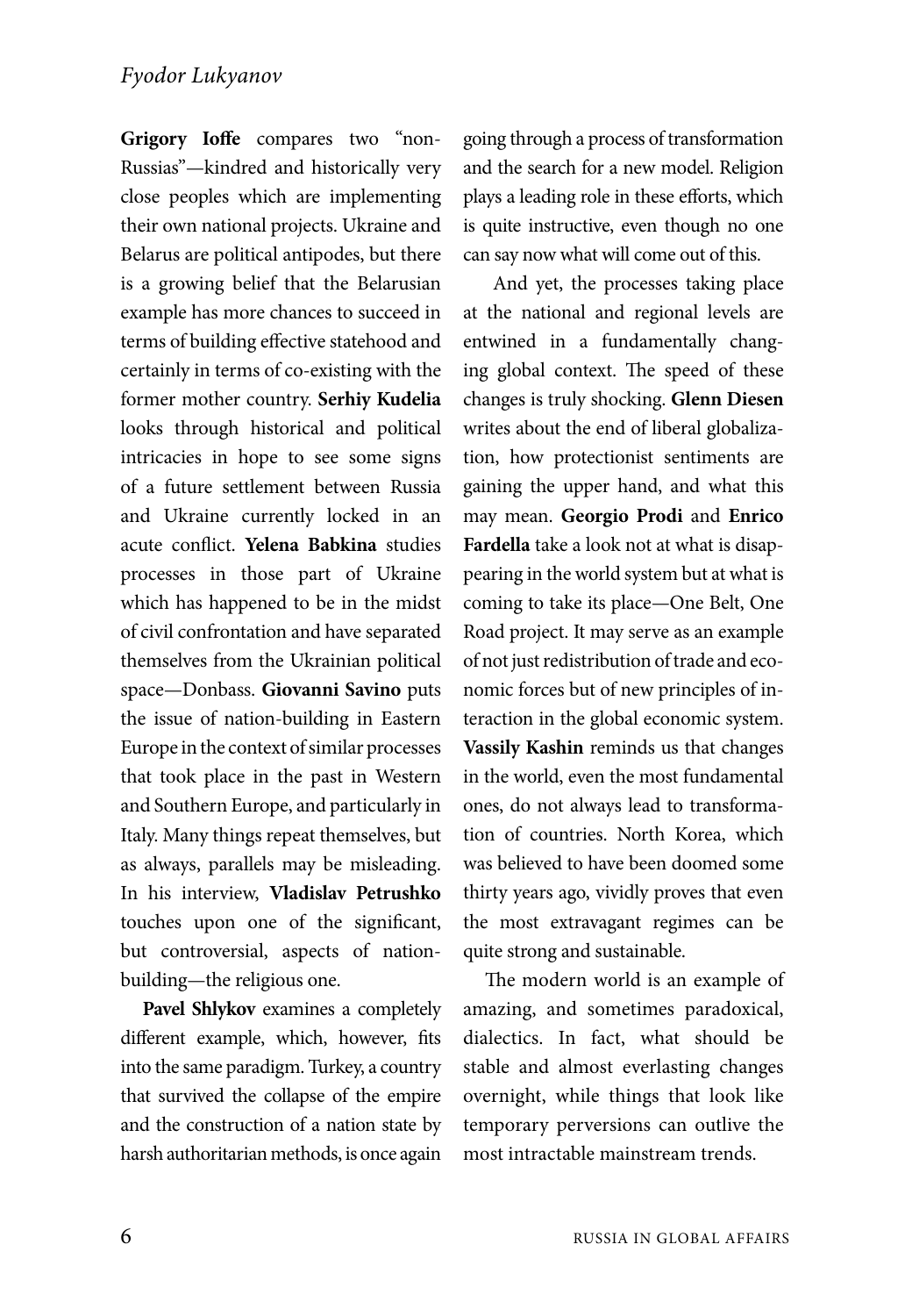**Grigory Ioffe** compares two "non-Russias"—kindred and historically very close peoples which are implementing their own national projects. Ukraine and Belarus are political antipodes, but there is a growing belief that the Belarusian example has more chances to succeed in terms of building effective statehood and certainly in terms of co-existing with the former mother country. **Serhiy Kudelia** looks through historical and political intricacies in hope to see some signs of a future settlement between Russia and Ukraine currently locked in an acute conflict. **Yelena Babkina** studies processes in those part of Ukraine which has happened to be in the midst of civil confrontation and have separated themselves from the Ukrainian political space—Donbass. **Giovanni Savino** puts the issue of nation-building in Eastern Europe in the context of similar processes that took place in the past in Western and Southern Europe, and particularly in Italy. Many things repeat themselves, but as always, parallels may be misleading. In his interview, **Vladislav Petrushko** touches upon one of the significant, but controversial, aspects of nation-building—the religious one.

**Pavel Shlykov** examines a completely different example, which, however, fits into the same paradigm. Turkey, a country that survived the collapse of the empire and the construction of a nation state by harsh authoritarian methods, is once again going through a process of transformation and the search for a new model. Religion plays a leading role in these efforts, which is quite instructive, even though no one can say now what will come out of this.

And yet, the processes taking place at the national and regional levels are entwined in a fundamentally changing global context. The speed of these changes is truly shocking. **Glenn Diesen** writes about the end of liberal globalization, how protectionist sentiments are gaining the upper hand, and what this may mean. **Georgio Prodi** and **Enrico Fardella** take a look not at what is disappearing in the world system but at what is coming to take its place—One Belt, One Road project. It may serve as an example of not just redistribution of trade and economic forces but of new principles of interaction in the global economic system. **Vassily Kashin** reminds us that changes in the world, even the most fundamental ones, do not always lead to transformation of countries. North Korea, which was believed to have been doomed some thirty years ago, vividly proves that even the most extravagant regimes can be quite strong and sustainable.

The modern world is an example of amazing, and sometimes paradoxical, dialectics. In fact, what should be stable and almost everlasting changes overnight, while things that look like temporary perversions can outlive the most intractable mainstream trends.